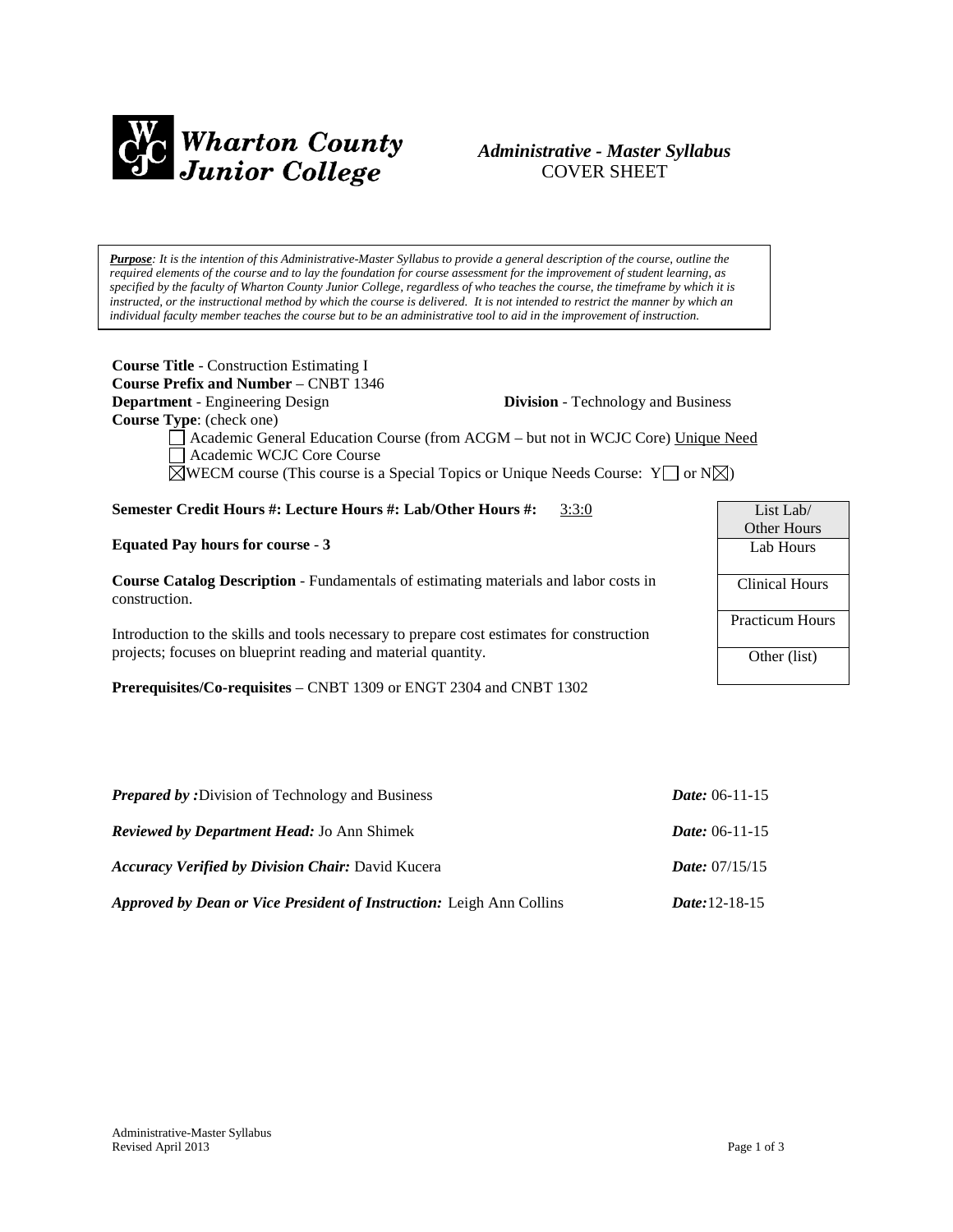**Wharton County Junior College**

***Administrative - Master Syllabus***
COVER SHEET

> ***Purpose**: It is the intention of this Administrative-Master Syllabus to provide a general description of the course, outline the required elements of the course and to lay the foundation for course assessment for the improvement of student learning, as specified by the faculty of Wharton County Junior College, regardless of who teaches the course, the timeframe by which it is instructed, or the instructional method by which the course is delivered. It is not intended to restrict the manner by which an individual faculty member teaches the course but to be an administrative tool to aid in the improvement of instruction.*

**Course Title** - Construction Estimating I
**Course Prefix and Number** – CNBT 1346
**Department** - Engineering Design **Division** - Technology and Business
**Course Type**: (check one)

☐ Academic General Education Course (from ACGM – but not in WCJC Core) Unique Need
☐ Academic WCJC Core Course
☒ WECM course (This course is a Special Topics or Unique Needs Course: Y☐ or N☒)

**Semester Credit Hours #: Lecture Hours #: Lab/Other Hours #:** 3:3:0

**Equated Pay hours for course** - **3**

**Course Catalog Description** - Fundamentals of estimating materials and labor costs in construction.

Introduction to the skills and tools necessary to prepare cost estimates for construction projects; focuses on blueprint reading and material quantity.

**Prerequisites/Co-requisites** – CNBT 1309 or ENGT 2304 and CNBT 1302

| List Lab/ Other Hours |
|---|
| Lab Hours |
| Clinical Hours |
| Practicum Hours |
| Other (list) |

***Prepared by :***Division of Technology and Business ***Date:*** 06-11-15

***Reviewed by Department Head:*** Jo Ann Shimek ***Date:*** 06-11-15

***Accuracy Verified by Division Chair:*** David Kucera ***Date:*** 07/15/15

***Approved by Dean or Vice President of Instruction:*** Leigh Ann Collins ***Date:***12-18-15

Administrative-Master Syllabus
Revised April 2013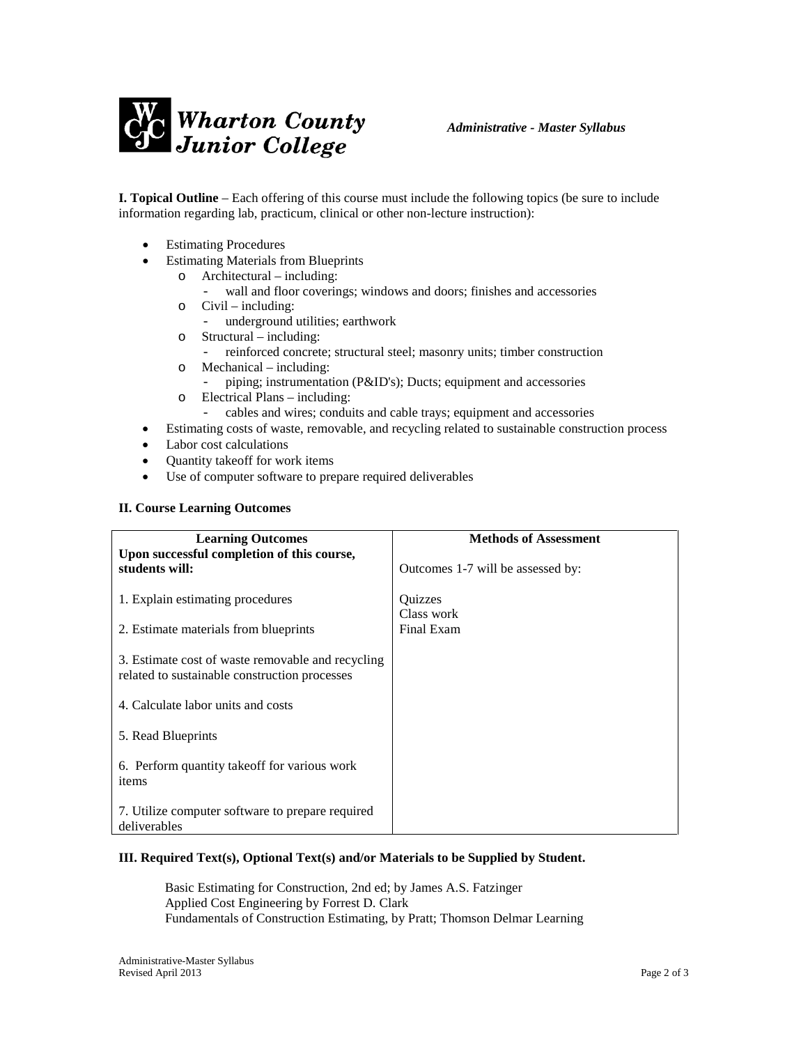**I. Topical Outline** – Each offering of this course must include the following topics (be sure to include information regarding lab, practicum, clinical or other non-lecture instruction):

- Estimating Procedures
- Estimating Materials from Blueprints
  - Architectural – including:
    - wall and floor coverings; windows and doors; finishes and accessories
  - Civil – including:
    - underground utilities; earthwork
  - Structural – including:
    - reinforced concrete; structural steel; masonry units; timber construction
  - Mechanical – including:
    - piping; instrumentation (P&ID's); Ducts; equipment and accessories
  - Electrical Plans – including:
    - cables and wires; conduits and cable trays; equipment and accessories
- Estimating costs of waste, removable, and recycling related to sustainable construction process
- Labor cost calculations
- Quantity takeoff for work items
- Use of computer software to prepare required deliverables

**II. Course Learning Outcomes**

| Learning Outcomes | Methods of Assessment |
|---|---|
| **Upon successful completion of this course, students will:** | Outcomes 1-7 will be assessed by: |
| 1. Explain estimating procedures | Quizzes<br>Class work<br>Final Exam |
| 2. Estimate materials from blueprints | |
| 3. Estimate cost of waste removable and recycling related to sustainable construction processes | |
| 4. Calculate labor units and costs | |
| 5. Read Blueprints | |
| 6. Perform quantity takeoff for various work items | |
| 7. Utilize computer software to prepare required deliverables | |

**III. Required Text(s), Optional Text(s) and/or Materials to be Supplied by Student.**

Basic Estimating for Construction, 2nd ed; by James A.S. Fatzinger
Applied Cost Engineering by Forrest D. Clark
Fundamentals of Construction Estimating, by Pratt; Thomson Delmar Learning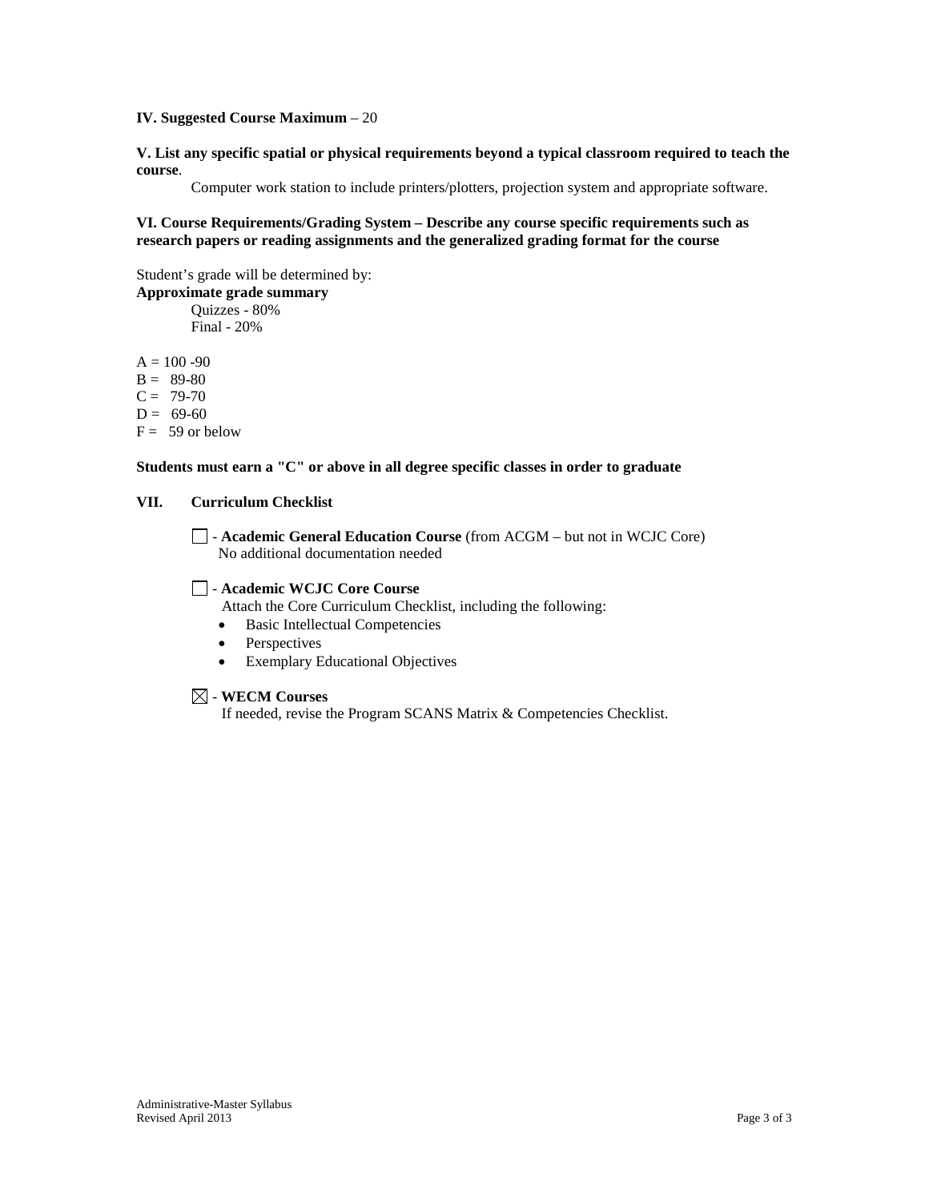**IV. Suggested Course Maximum** – 20

**V. List any specific spatial or physical requirements beyond a typical classroom required to teach the course**.

Computer work station to include printers/plotters, projection system and appropriate software.

**VI. Course Requirements/Grading System – Describe any course specific requirements such as research papers or reading assignments and the generalized grading format for the course**

Student's grade will be determined by:

**Approximate grade summary**

Quizzes - 80%
Final - 20%

A = 100 -90
B = 89-80
C = 79-70
D = 69-60
F = 59 or below

**Students must earn a "C" or above in all degree specific classes in order to graduate**

**VII. Curriculum Checklist**

☐ - **Academic General Education Course** (from ACGM – but not in WCJC Core)
No additional documentation needed

☐ - **Academic WCJC Core Course**
Attach the Core Curriculum Checklist, including the following:

- Basic Intellectual Competencies
- Perspectives
- Exemplary Educational Objectives

☒ - **WECM Courses**
If needed, revise the Program SCANS Matrix & Competencies Checklist.

Administrative-Master Syllabus
Revised April 2013